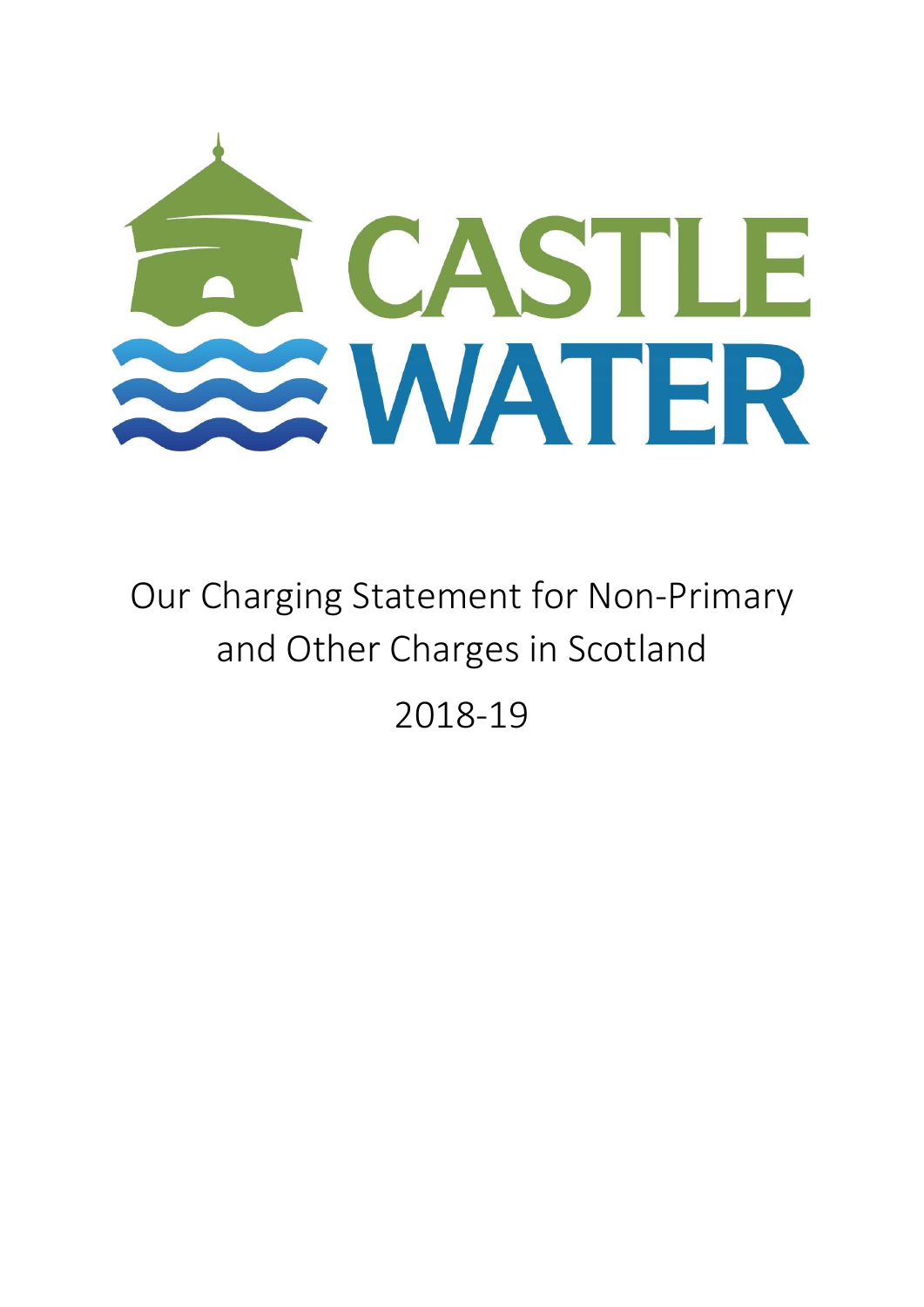# CASTLE WATER

# Our Charging Statement for Non-Primary and Other Charges in Scotland

2018-19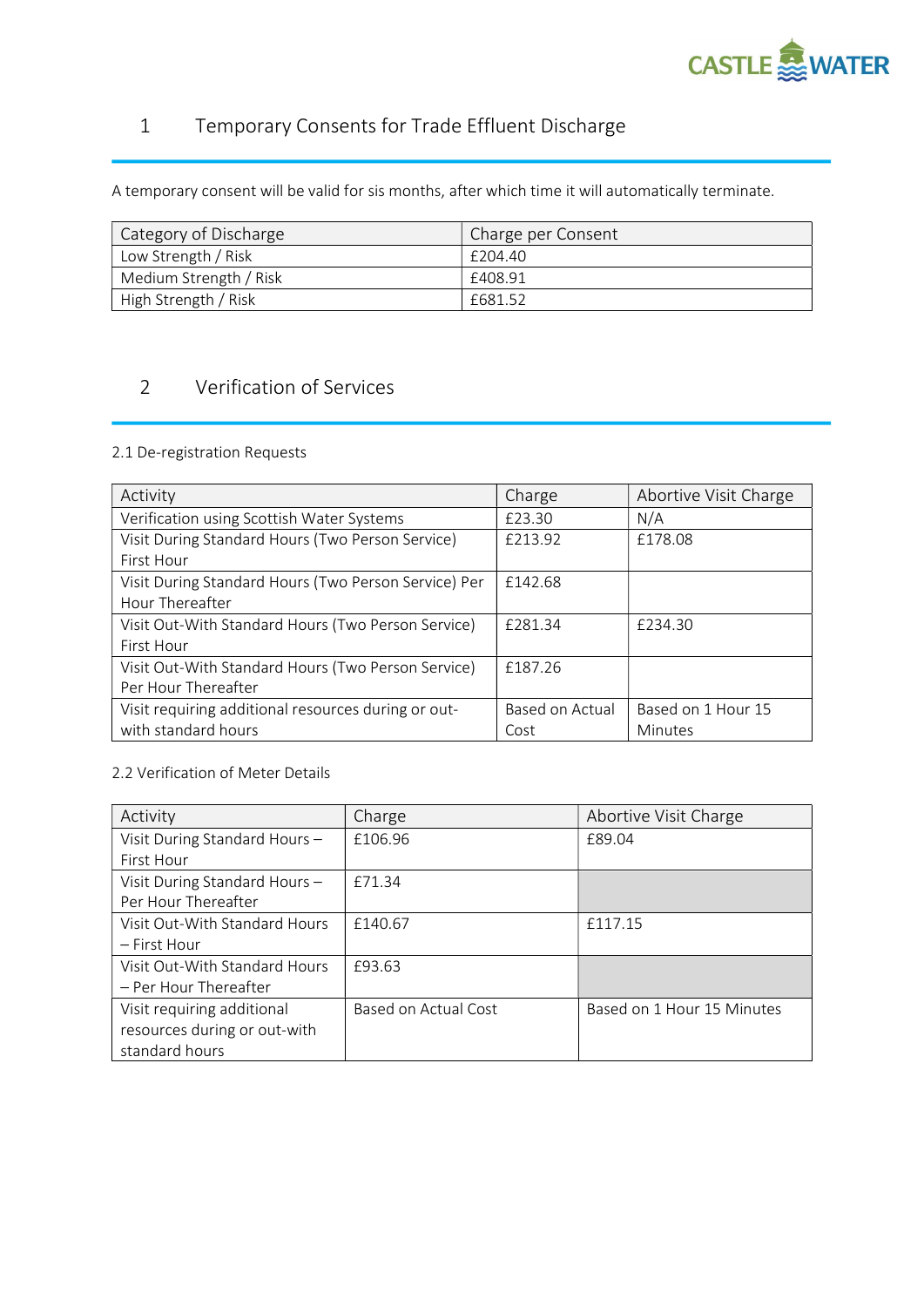# 1 Temporary Consents for Trade Effluent Discharge

A temporary consent will be valid for sis months, after which time it will automatically terminate.

| Category of Discharge | Charge per Consent |
|---|---|
| Low Strength / Risk | £204.40 |
| Medium Strength / Risk | £408.91 |
| High Strength / Risk | £681.52 |

# 2 Verification of Services

## 2.1 De-registration Requests

| Activity | Charge | Abortive Visit Charge |
|---|---|---|
| Verification using Scottish Water Systems | £23.30 | N/A |
| Visit During Standard Hours (Two Person Service) First Hour | £213.92 | £178.08 |
| Visit During Standard Hours (Two Person Service) Per Hour Thereafter | £142.68 | |
| Visit Out-With Standard Hours (Two Person Service) First Hour | £281.34 | £234.30 |
| Visit Out-With Standard Hours (Two Person Service) Per Hour Thereafter | £187.26 | |
| Visit requiring additional resources during or out-with standard hours | Based on Actual Cost | Based on 1 Hour 15 Minutes |

## 2.2 Verification of Meter Details

| Activity | Charge | Abortive Visit Charge |
|---|---|---|
| Visit During Standard Hours – First Hour | £106.96 | £89.04 |
| Visit During Standard Hours – Per Hour Thereafter | £71.34 | |
| Visit Out-With Standard Hours – First Hour | £140.67 | £117.15 |
| Visit Out-With Standard Hours – Per Hour Thereafter | £93.63 | |
| Visit requiring additional resources during or out-with standard hours | Based on Actual Cost | Based on 1 Hour 15 Minutes |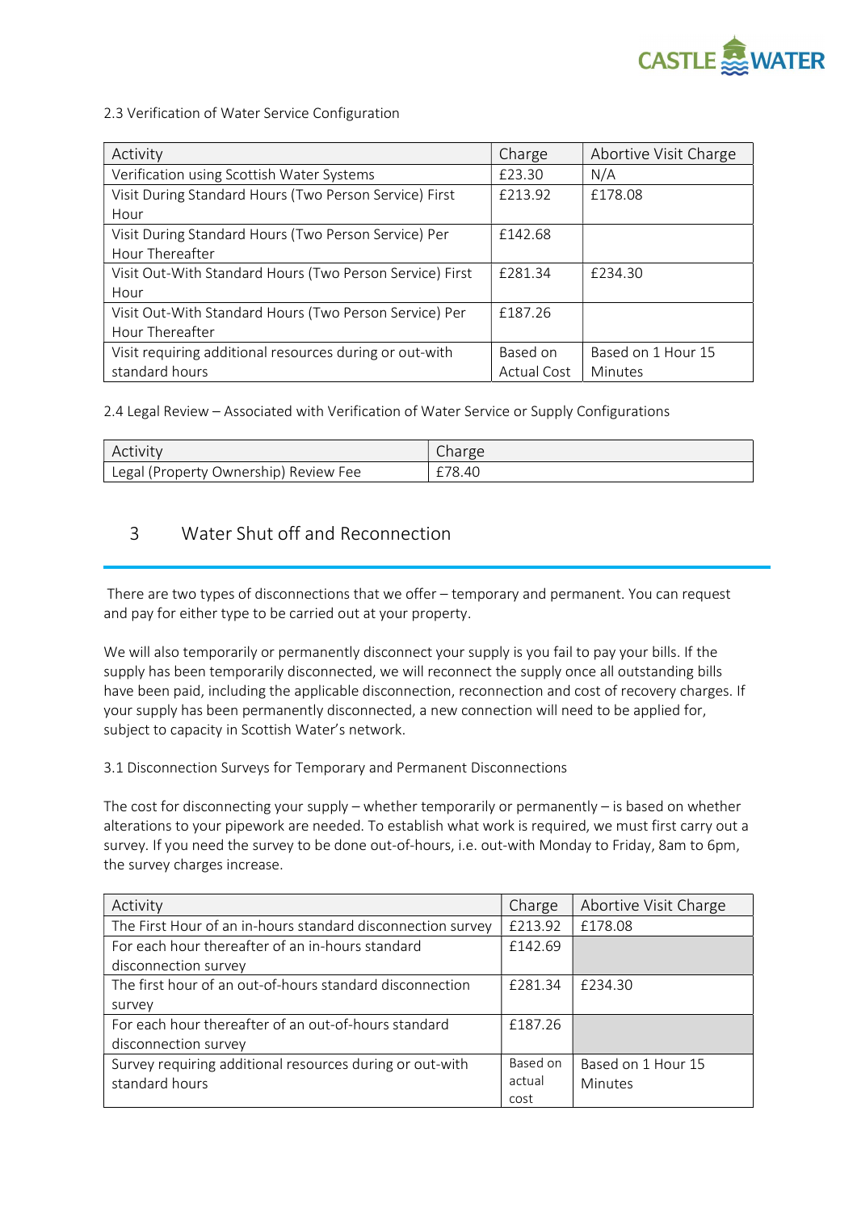2.3 Verification of Water Service Configuration

| Activity | Charge | Abortive Visit Charge |
|---|---|---|
| Verification using Scottish Water Systems | £23.30 | N/A |
| Visit During Standard Hours (Two Person Service) First Hour | £213.92 | £178.08 |
| Visit During Standard Hours (Two Person Service) Per Hour Thereafter | £142.68 | |
| Visit Out-With Standard Hours (Two Person Service) First Hour | £281.34 | £234.30 |
| Visit Out-With Standard Hours (Two Person Service) Per Hour Thereafter | £187.26 | |
| Visit requiring additional resources during or out-with standard hours | Based on Actual Cost | Based on 1 Hour 15 Minutes |

2.4 Legal Review – Associated with Verification of Water Service or Supply Configurations

| Activity | Charge |
|---|---|
| Legal (Property Ownership) Review Fee | £78.40 |

## 3 Water Shut off and Reconnection

There are two types of disconnections that we offer – temporary and permanent. You can request and pay for either type to be carried out at your property.

We will also temporarily or permanently disconnect your supply is you fail to pay your bills. If the supply has been temporarily disconnected, we will reconnect the supply once all outstanding bills have been paid, including the applicable disconnection, reconnection and cost of recovery charges. If your supply has been permanently disconnected, a new connection will need to be applied for, subject to capacity in Scottish Water's network.

3.1 Disconnection Surveys for Temporary and Permanent Disconnections

The cost for disconnecting your supply – whether temporarily or permanently – is based on whether alterations to your pipework are needed. To establish what work is required, we must first carry out a survey. If you need the survey to be done out-of-hours, i.e. out-with Monday to Friday, 8am to 6pm, the survey charges increase.

| Activity | Charge | Abortive Visit Charge |
|---|---|---|
| The First Hour of an in-hours standard disconnection survey | £213.92 | £178.08 |
| For each hour thereafter of an in-hours standard disconnection survey | £142.69 | |
| The first hour of an out-of-hours standard disconnection survey | £281.34 | £234.30 |
| For each hour thereafter of an out-of-hours standard disconnection survey | £187.26 | |
| Survey requiring additional resources during or out-with standard hours | Based on actual cost | Based on 1 Hour 15 Minutes |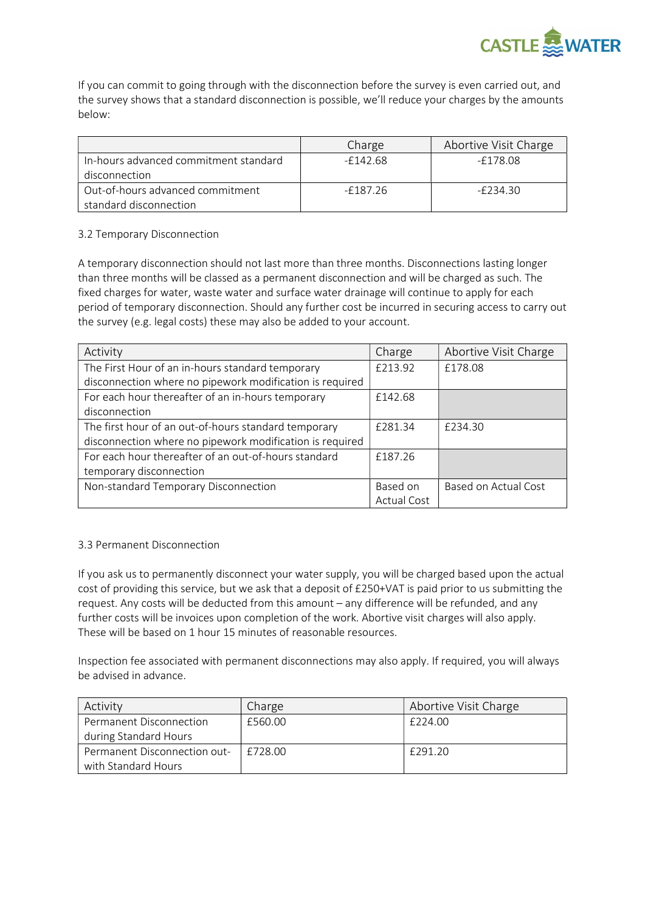If you can commit to going through with the disconnection before the survey is even carried out, and the survey shows that a standard disconnection is possible, we'll reduce your charges by the amounts below:

| | Charge | Abortive Visit Charge |
|---|---|---|
| In-hours advanced commitment standard disconnection | -£142.68 | -£178.08 |
| Out-of-hours advanced commitment standard disconnection | -£187.26 | -£234.30 |

### 3.2 Temporary Disconnection

A temporary disconnection should not last more than three months. Disconnections lasting longer than three months will be classed as a permanent disconnection and will be charged as such. The fixed charges for water, waste water and surface water drainage will continue to apply for each period of temporary disconnection. Should any further cost be incurred in securing access to carry out the survey (e.g. legal costs) these may also be added to your account.

| Activity | Charge | Abortive Visit Charge |
|---|---|---|
| The First Hour of an in-hours standard temporary disconnection where no pipework modification is required | £213.92 | £178.08 |
| For each hour thereafter of an in-hours temporary disconnection | £142.68 | |
| The first hour of an out-of-hours standard temporary disconnection where no pipework modification is required | £281.34 | £234.30 |
| For each hour thereafter of an out-of-hours standard temporary disconnection | £187.26 | |
| Non-standard Temporary Disconnection | Based on Actual Cost | Based on Actual Cost |

### 3.3 Permanent Disconnection

If you ask us to permanently disconnect your water supply, you will be charged based upon the actual cost of providing this service, but we ask that a deposit of £250+VAT is paid prior to us submitting the request. Any costs will be deducted from this amount – any difference will be refunded, and any further costs will be invoices upon completion of the work. Abortive visit charges will also apply. These will be based on 1 hour 15 minutes of reasonable resources.

Inspection fee associated with permanent disconnections may also apply. If required, you will always be advised in advance.

| Activity | Charge | Abortive Visit Charge |
|---|---|---|
| Permanent Disconnection during Standard Hours | £560.00 | £224.00 |
| Permanent Disconnection out-with Standard Hours | £728.00 | £291.20 |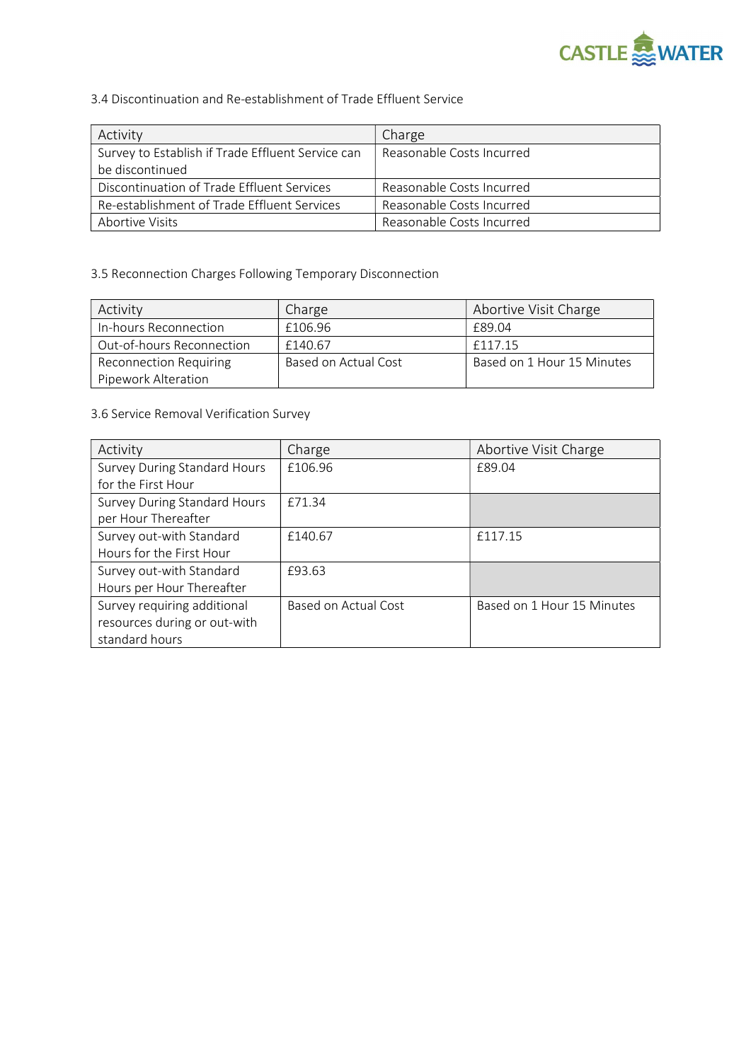### 3.4 Discontinuation and Re-establishment of Trade Effluent Service

| Activity | Charge |
| --- | --- |
| Survey to Establish if Trade Effluent Service can be discontinued | Reasonable Costs Incurred |
| Discontinuation of Trade Effluent Services | Reasonable Costs Incurred |
| Re-establishment of Trade Effluent Services | Reasonable Costs Incurred |
| Abortive Visits | Reasonable Costs Incurred |

### 3.5 Reconnection Charges Following Temporary Disconnection

| Activity | Charge | Abortive Visit Charge |
| --- | --- | --- |
| In-hours Reconnection | £106.96 | £89.04 |
| Out-of-hours Reconnection | £140.67 | £117.15 |
| Reconnection Requiring Pipework Alteration | Based on Actual Cost | Based on 1 Hour 15 Minutes |

### 3.6 Service Removal Verification Survey

| Activity | Charge | Abortive Visit Charge |
| --- | --- | --- |
| Survey During Standard Hours for the First Hour | £106.96 | £89.04 |
| Survey During Standard Hours per Hour Thereafter | £71.34 | |
| Survey out-with Standard Hours for the First Hour | £140.67 | £117.15 |
| Survey out-with Standard Hours per Hour Thereafter | £93.63 | |
| Survey requiring additional resources during or out-with standard hours | Based on Actual Cost | Based on 1 Hour 15 Minutes |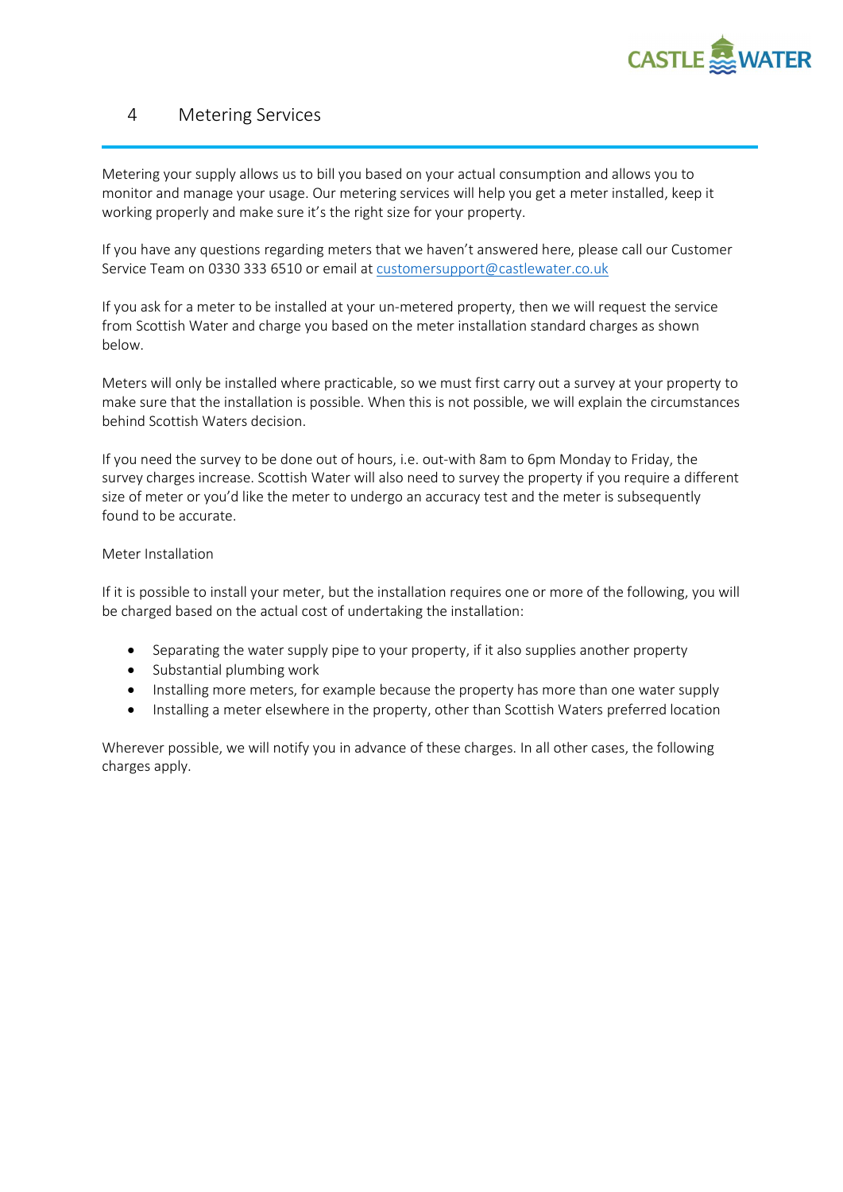# 4 Metering Services

Metering your supply allows us to bill you based on your actual consumption and allows you to monitor and manage your usage. Our metering services will help you get a meter installed, keep it working properly and make sure it's the right size for your property.

If you have any questions regarding meters that we haven't answered here, please call our Customer Service Team on 0330 333 6510 or email at customersupport@castlewater.co.uk

If you ask for a meter to be installed at your un-metered property, then we will request the service from Scottish Water and charge you based on the meter installation standard charges as shown below.

Meters will only be installed where practicable, so we must first carry out a survey at your property to make sure that the installation is possible. When this is not possible, we will explain the circumstances behind Scottish Waters decision.

If you need the survey to be done out of hours, i.e. out-with 8am to 6pm Monday to Friday, the survey charges increase. Scottish Water will also need to survey the property if you require a different size of meter or you'd like the meter to undergo an accuracy test and the meter is subsequently found to be accurate.

## Meter Installation

If it is possible to install your meter, but the installation requires one or more of the following, you will be charged based on the actual cost of undertaking the installation:

- Separating the water supply pipe to your property, if it also supplies another property
- Substantial plumbing work
- Installing more meters, for example because the property has more than one water supply
- Installing a meter elsewhere in the property, other than Scottish Waters preferred location

Wherever possible, we will notify you in advance of these charges. In all other cases, the following charges apply.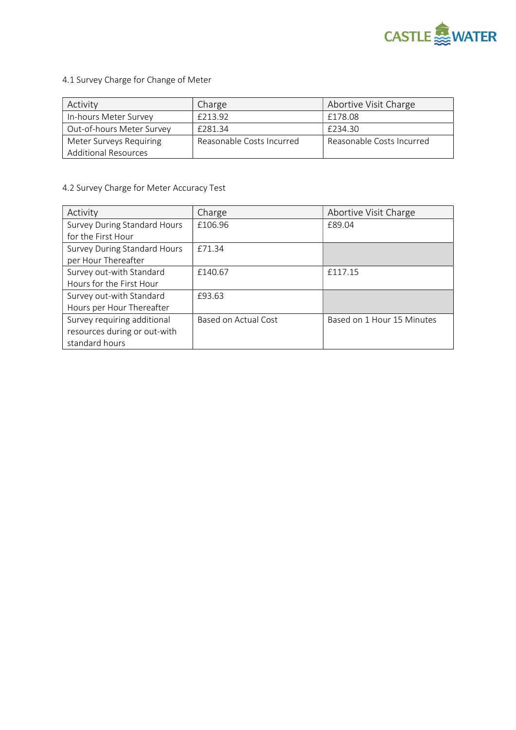### 4.1 Survey Charge for Change of Meter

| Activity | Charge | Abortive Visit Charge |
| --- | --- | --- |
| In-hours Meter Survey | £213.92 | £178.08 |
| Out-of-hours Meter Survey | £281.34 | £234.30 |
| Meter Surveys Requiring Additional Resources | Reasonable Costs Incurred | Reasonable Costs Incurred |

### 4.2 Survey Charge for Meter Accuracy Test

| Activity | Charge | Abortive Visit Charge |
| --- | --- | --- |
| Survey During Standard Hours for the First Hour | £106.96 | £89.04 |
| Survey During Standard Hours per Hour Thereafter | £71.34 | |
| Survey out-with Standard Hours for the First Hour | £140.67 | £117.15 |
| Survey out-with Standard Hours per Hour Thereafter | £93.63 | |
| Survey requiring additional resources during or out-with standard hours | Based on Actual Cost | Based on 1 Hour 15 Minutes |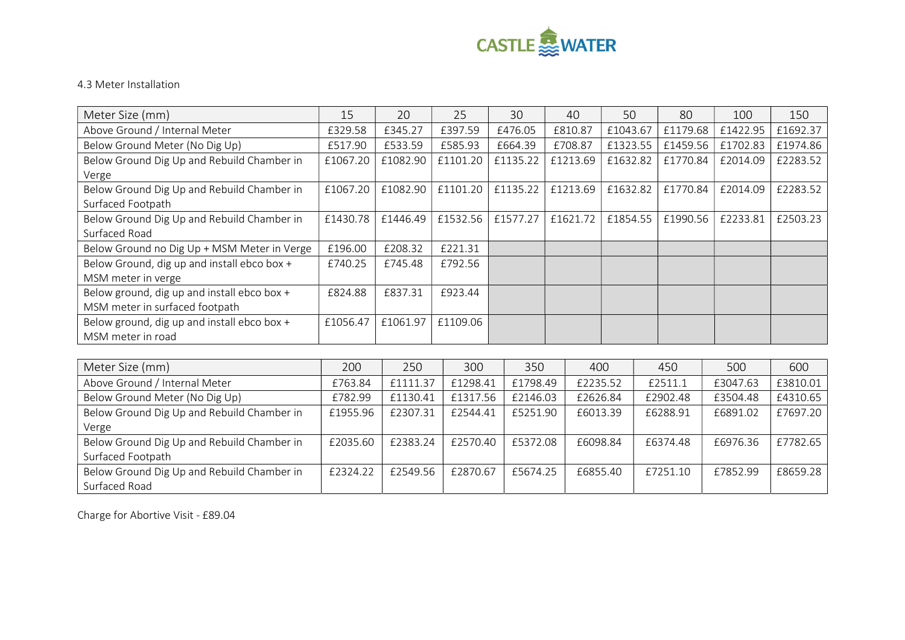4.3 Meter Installation

| Meter Size (mm) | 15 | 20 | 25 | 30 | 40 | 50 | 80 | 100 | 150 |
|---|---|---|---|---|---|---|---|---|---|
| Above Ground / Internal Meter | £329.58 | £345.27 | £397.59 | £476.05 | £810.87 | £1043.67 | £1179.68 | £1422.95 | £1692.37 |
| Below Ground Meter (No Dig Up) | £517.90 | £533.59 | £585.93 | £664.39 | £708.87 | £1323.55 | £1459.56 | £1702.83 | £1974.86 |
| Below Ground Dig Up and Rebuild Chamber in Verge | £1067.20 | £1082.90 | £1101.20 | £1135.22 | £1213.69 | £1632.82 | £1770.84 | £2014.09 | £2283.52 |
| Below Ground Dig Up and Rebuild Chamber in Surfaced Footpath | £1067.20 | £1082.90 | £1101.20 | £1135.22 | £1213.69 | £1632.82 | £1770.84 | £2014.09 | £2283.52 |
| Below Ground Dig Up and Rebuild Chamber in Surfaced Road | £1430.78 | £1446.49 | £1532.56 | £1577.27 | £1621.72 | £1854.55 | £1990.56 | £2233.81 | £2503.23 |
| Below Ground no Dig Up + MSM Meter in Verge | £196.00 | £208.32 | £221.31 | | | | | | |
| Below Ground, dig up and install ebco box + MSM meter in verge | £740.25 | £745.48 | £792.56 | | | | | | |
| Below ground, dig up and install ebco box + MSM meter in surfaced footpath | £824.88 | £837.31 | £923.44 | | | | | | |
| Below ground, dig up and install ebco box + MSM meter in road | £1056.47 | £1061.97 | £1109.06 | | | | | | |

| Meter Size (mm) | 200 | 250 | 300 | 350 | 400 | 450 | 500 | 600 |
|---|---|---|---|---|---|---|---|---|
| Above Ground / Internal Meter | £763.84 | £1111.37 | £1298.41 | £1798.49 | £2235.52 | £2511.1 | £3047.63 | £3810.01 |
| Below Ground Meter (No Dig Up) | £782.99 | £1130.41 | £1317.56 | £2146.03 | £2626.84 | £2902.48 | £3504.48 | £4310.65 |
| Below Ground Dig Up and Rebuild Chamber in Verge | £1955.96 | £2307.31 | £2544.41 | £5251.90 | £6013.39 | £6288.91 | £6891.02 | £7697.20 |
| Below Ground Dig Up and Rebuild Chamber in Surfaced Footpath | £2035.60 | £2383.24 | £2570.40 | £5372.08 | £6098.84 | £6374.48 | £6976.36 | £7782.65 |
| Below Ground Dig Up and Rebuild Chamber in Surfaced Road | £2324.22 | £2549.56 | £2870.67 | £5674.25 | £6855.40 | £7251.10 | £7852.99 | £8659.28 |

Charge for Abortive Visit - £89.04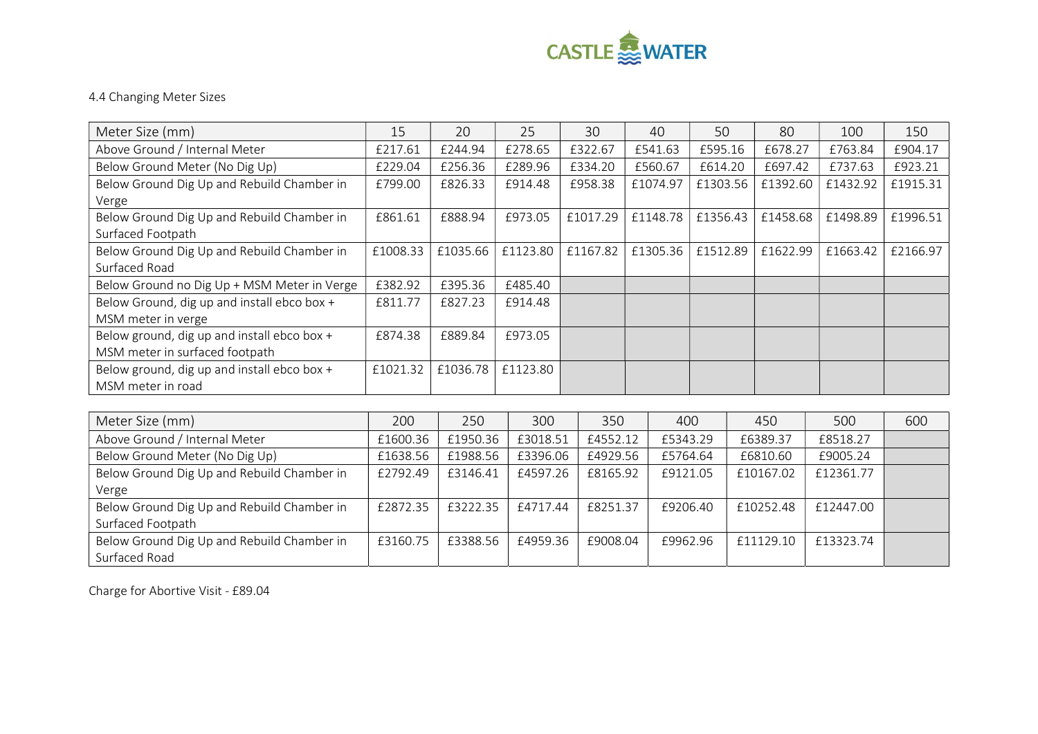### 4.4 Changing Meter Sizes

| Meter Size (mm) | 15 | 20 | 25 | 30 | 40 | 50 | 80 | 100 | 150 |
|---|---|---|---|---|---|---|---|---|---|
| Above Ground / Internal Meter | £217.61 | £244.94 | £278.65 | £322.67 | £541.63 | £595.16 | £678.27 | £763.84 | £904.17 |
| Below Ground Meter (No Dig Up) | £229.04 | £256.36 | £289.96 | £334.20 | £560.67 | £614.20 | £697.42 | £737.63 | £923.21 |
| Below Ground Dig Up and Rebuild Chamber in Verge | £799.00 | £826.33 | £914.48 | £958.38 | £1074.97 | £1303.56 | £1392.60 | £1432.92 | £1915.31 |
| Below Ground Dig Up and Rebuild Chamber in Surfaced Footpath | £861.61 | £888.94 | £973.05 | £1017.29 | £1148.78 | £1356.43 | £1458.68 | £1498.89 | £1996.51 |
| Below Ground Dig Up and Rebuild Chamber in Surfaced Road | £1008.33 | £1035.66 | £1123.80 | £1167.82 | £1305.36 | £1512.89 | £1622.99 | £1663.42 | £2166.97 |
| Below Ground no Dig Up + MSM Meter in Verge | £382.92 | £395.36 | £485.40 | | | | | | |
| Below Ground, dig up and install ebco box + MSM meter in verge | £811.77 | £827.23 | £914.48 | | | | | | |
| Below ground, dig up and install ebco box + MSM meter in surfaced footpath | £874.38 | £889.84 | £973.05 | | | | | | |
| Below ground, dig up and install ebco box + MSM meter in road | £1021.32 | £1036.78 | £1123.80 | | | | | | |

| Meter Size (mm) | 200 | 250 | 300 | 350 | 400 | 450 | 500 | 600 |
|---|---|---|---|---|---|---|---|---|
| Above Ground / Internal Meter | £1600.36 | £1950.36 | £3018.51 | £4552.12 | £5343.29 | £6389.37 | £8518.27 | |
| Below Ground Meter (No Dig Up) | £1638.56 | £1988.56 | £3396.06 | £4929.56 | £5764.64 | £6810.60 | £9005.24 | |
| Below Ground Dig Up and Rebuild Chamber in Verge | £2792.49 | £3146.41 | £4597.26 | £8165.92 | £9121.05 | £10167.02 | £12361.77 | |
| Below Ground Dig Up and Rebuild Chamber in Surfaced Footpath | £2872.35 | £3222.35 | £4717.44 | £8251.37 | £9206.40 | £10252.48 | £12447.00 | |
| Below Ground Dig Up and Rebuild Chamber in Surfaced Road | £3160.75 | £3388.56 | £4959.36 | £9008.04 | £9962.96 | £11129.10 | £13323.74 | |

Charge for Abortive Visit - £89.04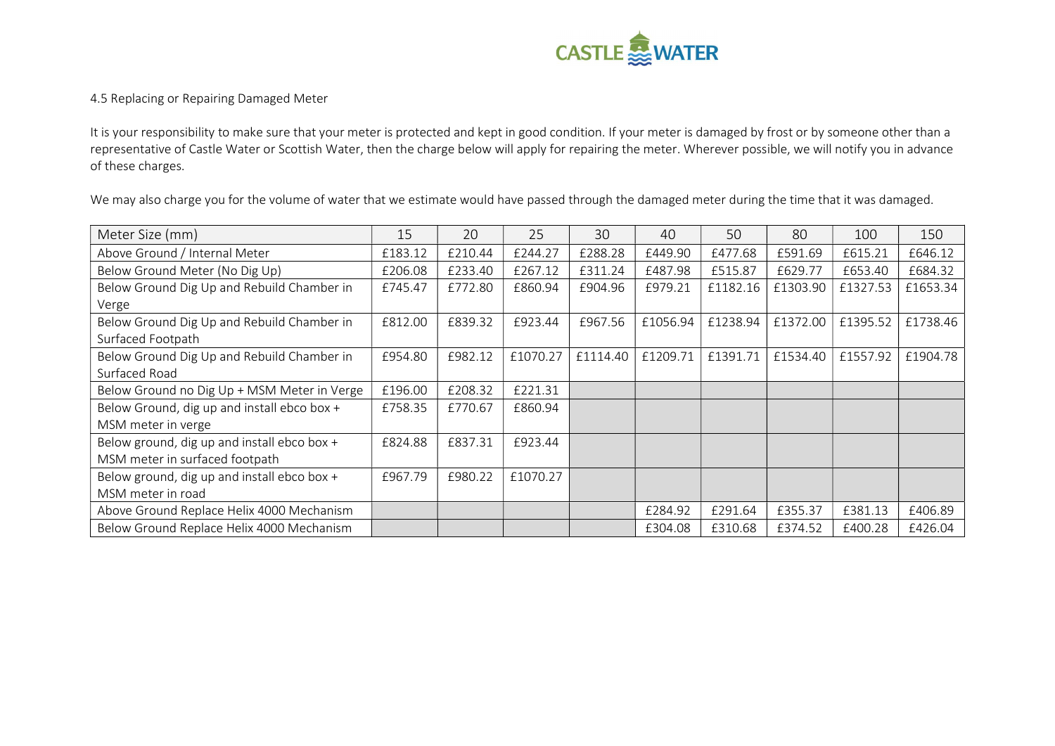4.5 Replacing or Repairing Damaged Meter

It is your responsibility to make sure that your meter is protected and kept in good condition. If your meter is damaged by frost or by someone other than a representative of Castle Water or Scottish Water, then the charge below will apply for repairing the meter. Wherever possible, we will notify you in advance of these charges.

We may also charge you for the volume of water that we estimate would have passed through the damaged meter during the time that it was damaged.

| Meter Size (mm) | 15 | 20 | 25 | 30 | 40 | 50 | 80 | 100 | 150 |
|---|---|---|---|---|---|---|---|---|---|
| Above Ground / Internal Meter | £183.12 | £210.44 | £244.27 | £288.28 | £449.90 | £477.68 | £591.69 | £615.21 | £646.12 |
| Below Ground Meter (No Dig Up) | £206.08 | £233.40 | £267.12 | £311.24 | £487.98 | £515.87 | £629.77 | £653.40 | £684.32 |
| Below Ground Dig Up and Rebuild Chamber in Verge | £745.47 | £772.80 | £860.94 | £904.96 | £979.21 | £1182.16 | £1303.90 | £1327.53 | £1653.34 |
| Below Ground Dig Up and Rebuild Chamber in Surfaced Footpath | £812.00 | £839.32 | £923.44 | £967.56 | £1056.94 | £1238.94 | £1372.00 | £1395.52 | £1738.46 |
| Below Ground Dig Up and Rebuild Chamber in Surfaced Road | £954.80 | £982.12 | £1070.27 | £1114.40 | £1209.71 | £1391.71 | £1534.40 | £1557.92 | £1904.78 |
| Below Ground no Dig Up + MSM Meter in Verge | £196.00 | £208.32 | £221.31 | | | | | | |
| Below Ground, dig up and install ebco box + MSM meter in verge | £758.35 | £770.67 | £860.94 | | | | | | |
| Below ground, dig up and install ebco box + MSM meter in surfaced footpath | £824.88 | £837.31 | £923.44 | | | | | | |
| Below ground, dig up and install ebco box + MSM meter in road | £967.79 | £980.22 | £1070.27 | | | | | | |
| Above Ground Replace Helix 4000 Mechanism | | | | | £284.92 | £291.64 | £355.37 | £381.13 | £406.89 |
| Below Ground Replace Helix 4000 Mechanism | | | | | £304.08 | £310.68 | £374.52 | £400.28 | £426.04 |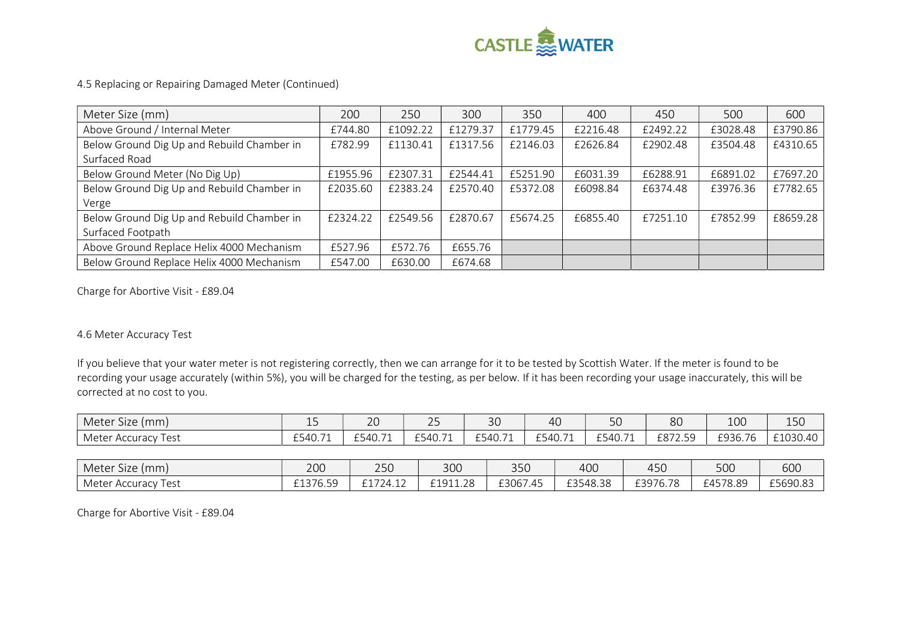4.5 Replacing or Repairing Damaged Meter (Continued)

| Meter Size (mm) | 200 | 250 | 300 | 350 | 400 | 450 | 500 | 600 |
|---|---|---|---|---|---|---|---|---|
| Above Ground / Internal Meter | £744.80 | £1092.22 | £1279.37 | £1779.45 | £2216.48 | £2492.22 | £3028.48 | £3790.86 |
| Below Ground Dig Up and Rebuild Chamber in Surfaced Road | £782.99 | £1130.41 | £1317.56 | £2146.03 | £2626.84 | £2902.48 | £3504.48 | £4310.65 |
| Below Ground Meter (No Dig Up) | £1955.96 | £2307.31 | £2544.41 | £5251.90 | £6031.39 | £6288.91 | £6891.02 | £7697.20 |
| Below Ground Dig Up and Rebuild Chamber in Verge | £2035.60 | £2383.24 | £2570.40 | £5372.08 | £6098.84 | £6374.48 | £3976.36 | £7782.65 |
| Below Ground Dig Up and Rebuild Chamber in Surfaced Footpath | £2324.22 | £2549.56 | £2870.67 | £5674.25 | £6855.40 | £7251.10 | £7852.99 | £8659.28 |
| Above Ground Replace Helix 4000 Mechanism | £527.96 | £572.76 | £655.76 | | | | | |
| Below Ground Replace Helix 4000 Mechanism | £547.00 | £630.00 | £674.68 | | | | | |

Charge for Abortive Visit - £89.04

4.6 Meter Accuracy Test

If you believe that your water meter is not registering correctly, then we can arrange for it to be tested by Scottish Water. If the meter is found to be recording your usage accurately (within 5%), you will be charged for the testing, as per below. If it has been recording your usage inaccurately, this will be corrected at no cost to you.

| Meter Size (mm) | 15 | 20 | 25 | 30 | 40 | 50 | 80 | 100 | 150 |
|---|---|---|---|---|---|---|---|---|---|
| Meter Accuracy Test | £540.71 | £540.71 | £540.71 | £540.71 | £540.71 | £540.71 | £872.59 | £936.76 | £1030.40 |

| Meter Size (mm) | 200 | 250 | 300 | 350 | 400 | 450 | 500 | 600 |
|---|---|---|---|---|---|---|---|---|
| Meter Accuracy Test | £1376.59 | £1724.12 | £1911.28 | £3067.45 | £3548.38 | £3976.78 | £4578.89 | £5690.83 |

Charge for Abortive Visit - £89.04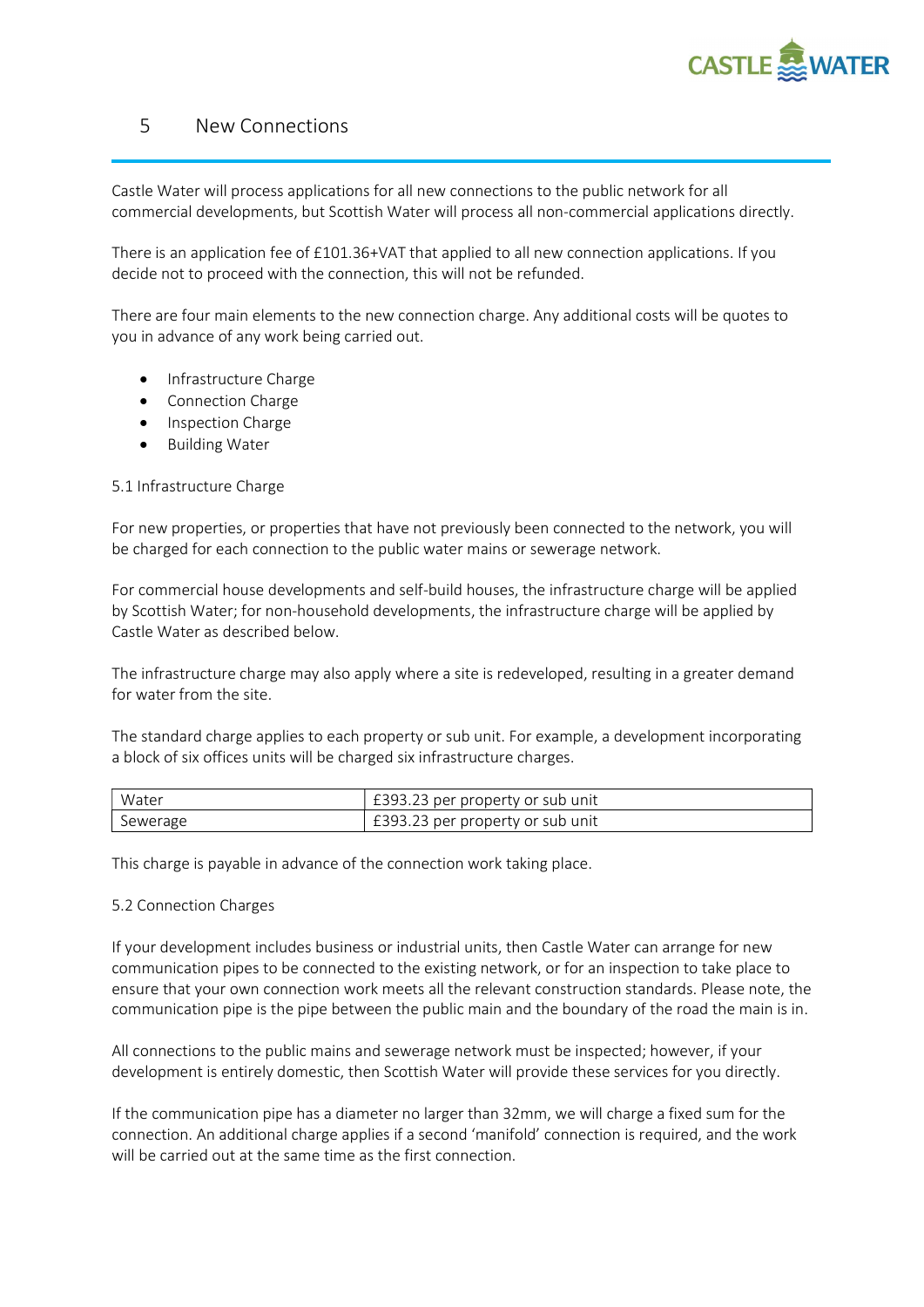## 5 New Connections

Castle Water will process applications for all new connections to the public network for all commercial developments, but Scottish Water will process all non-commercial applications directly.

There is an application fee of £101.36+VAT that applied to all new connection applications. If you decide not to proceed with the connection, this will not be refunded.

There are four main elements to the new connection charge. Any additional costs will be quotes to you in advance of any work being carried out.

- Infrastructure Charge
- Connection Charge
- Inspection Charge
- Building Water

### 5.1 Infrastructure Charge

For new properties, or properties that have not previously been connected to the network, you will be charged for each connection to the public water mains or sewerage network.

For commercial house developments and self-build houses, the infrastructure charge will be applied by Scottish Water; for non-household developments, the infrastructure charge will be applied by Castle Water as described below.

The infrastructure charge may also apply where a site is redeveloped, resulting in a greater demand for water from the site.

The standard charge applies to each property or sub unit. For example, a development incorporating a block of six offices units will be charged six infrastructure charges.

| | |
|---|---|
| Water | £393.23 per property or sub unit |
| Sewerage | £393.23 per property or sub unit |

This charge is payable in advance of the connection work taking place.

### 5.2 Connection Charges

If your development includes business or industrial units, then Castle Water can arrange for new communication pipes to be connected to the existing network, or for an inspection to take place to ensure that your own connection work meets all the relevant construction standards. Please note, the communication pipe is the pipe between the public main and the boundary of the road the main is in.

All connections to the public mains and sewerage network must be inspected; however, if your development is entirely domestic, then Scottish Water will provide these services for you directly.

If the communication pipe has a diameter no larger than 32mm, we will charge a fixed sum for the connection. An additional charge applies if a second 'manifold' connection is required, and the work will be carried out at the same time as the first connection.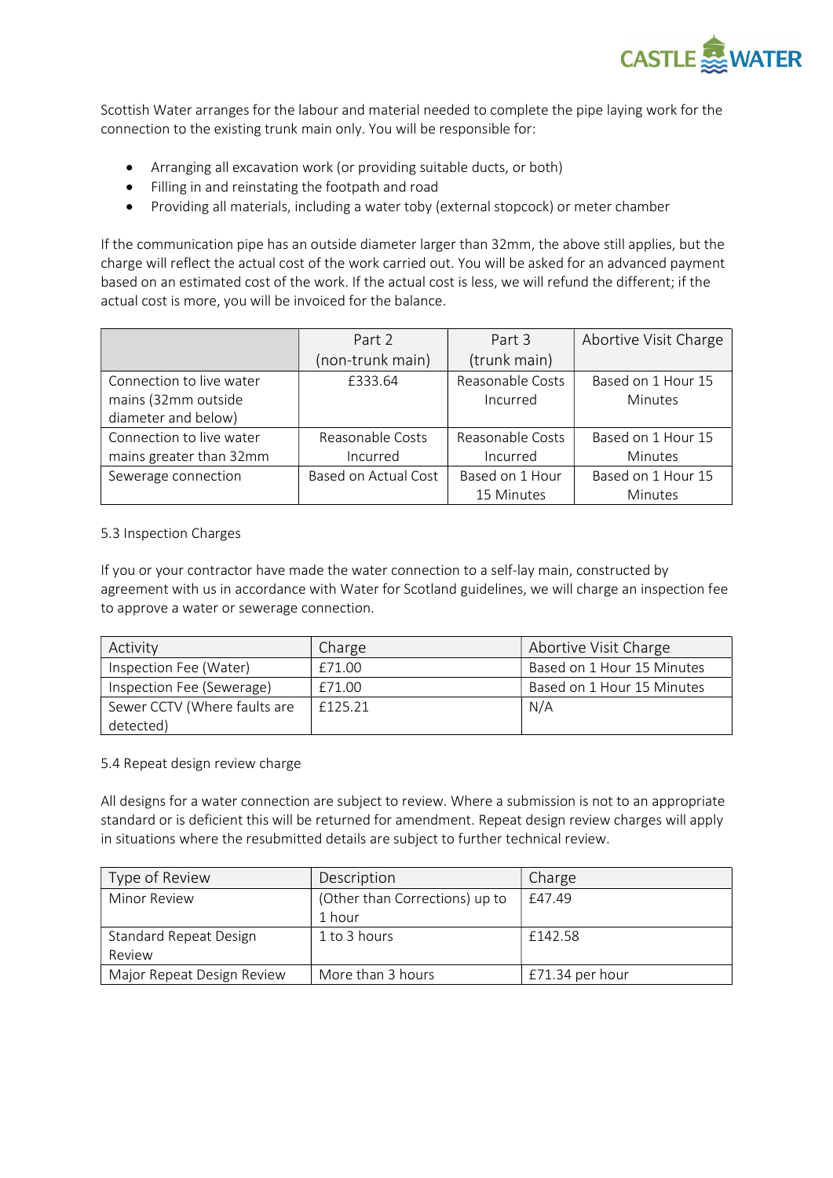Scottish Water arranges for the labour and material needed to complete the pipe laying work for the connection to the existing trunk main only. You will be responsible for:

- Arranging all excavation work (or providing suitable ducts, or both)
- Filling in and reinstating the footpath and road
- Providing all materials, including a water toby (external stopcock) or meter chamber

If the communication pipe has an outside diameter larger than 32mm, the above still applies, but the charge will reflect the actual cost of the work carried out. You will be asked for an advanced payment based on an estimated cost of the work. If the actual cost is less, we will refund the different; if the actual cost is more, you will be invoiced for the balance.

| | Part 2 (non-trunk main) | Part 3 (trunk main) | Abortive Visit Charge |
|---|---|---|---|
| Connection to live water mains (32mm outside diameter and below) | £333.64 | Reasonable Costs Incurred | Based on 1 Hour 15 Minutes |
| Connection to live water mains greater than 32mm | Reasonable Costs Incurred | Reasonable Costs Incurred | Based on 1 Hour 15 Minutes |
| Sewerage connection | Based on Actual Cost | Based on 1 Hour 15 Minutes | Based on 1 Hour 15 Minutes |

5.3 Inspection Charges

If you or your contractor have made the water connection to a self-lay main, constructed by agreement with us in accordance with Water for Scotland guidelines, we will charge an inspection fee to approve a water or sewerage connection.

| Activity | Charge | Abortive Visit Charge |
|---|---|---|
| Inspection Fee (Water) | £71.00 | Based on 1 Hour 15 Minutes |
| Inspection Fee (Sewerage) | £71.00 | Based on 1 Hour 15 Minutes |
| Sewer CCTV (Where faults are detected) | £125.21 | N/A |

5.4 Repeat design review charge

All designs for a water connection are subject to review. Where a submission is not to an appropriate standard or is deficient this will be returned for amendment. Repeat design review charges will apply in situations where the resubmitted details are subject to further technical review.

| Type of Review | Description | Charge |
|---|---|---|
| Minor Review | (Other than Corrections) up to 1 hour | £47.49 |
| Standard Repeat Design Review | 1 to 3 hours | £142.58 |
| Major Repeat Design Review | More than 3 hours | £71.34 per hour |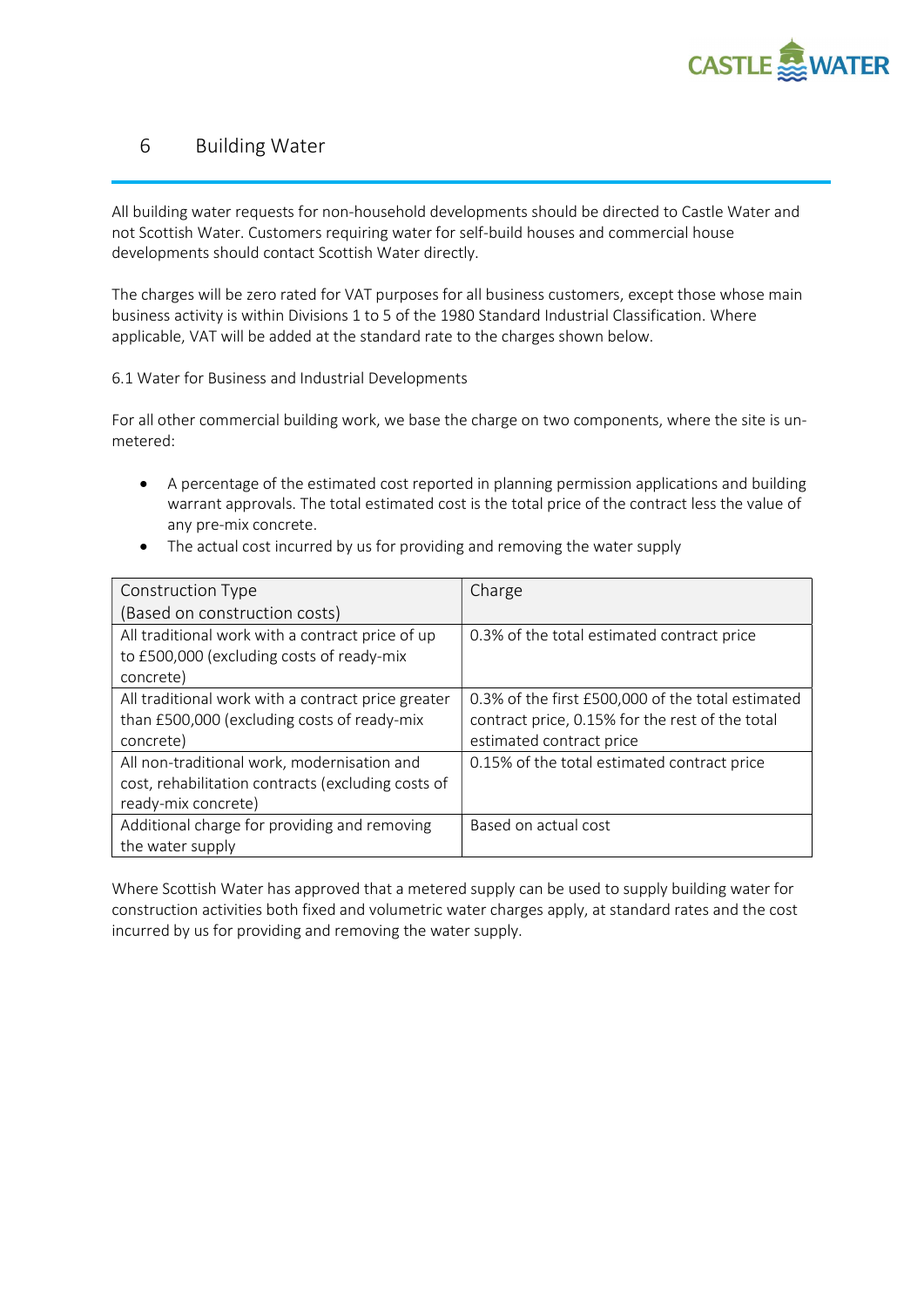## 6 Building Water

All building water requests for non-household developments should be directed to Castle Water and not Scottish Water. Customers requiring water for self-build houses and commercial house developments should contact Scottish Water directly.

The charges will be zero rated for VAT purposes for all business customers, except those whose main business activity is within Divisions 1 to 5 of the 1980 Standard Industrial Classification. Where applicable, VAT will be added at the standard rate to the charges shown below.

### 6.1 Water for Business and Industrial Developments

For all other commercial building work, we base the charge on two components, where the site is un-metered:

- A percentage of the estimated cost reported in planning permission applications and building warrant approvals. The total estimated cost is the total price of the contract less the value of any pre-mix concrete.
- The actual cost incurred by us for providing and removing the water supply

| Construction Type (Based on construction costs) | Charge |
|---|---|
| All traditional work with a contract price of up to £500,000 (excluding costs of ready-mix concrete) | 0.3% of the total estimated contract price |
| All traditional work with a contract price greater than £500,000 (excluding costs of ready-mix concrete) | 0.3% of the first £500,000 of the total estimated contract price, 0.15% for the rest of the total estimated contract price |
| All non-traditional work, modernisation and cost, rehabilitation contracts (excluding costs of ready-mix concrete) | 0.15% of the total estimated contract price |
| Additional charge for providing and removing the water supply | Based on actual cost |

Where Scottish Water has approved that a metered supply can be used to supply building water for construction activities both fixed and volumetric water charges apply, at standard rates and the cost incurred by us for providing and removing the water supply.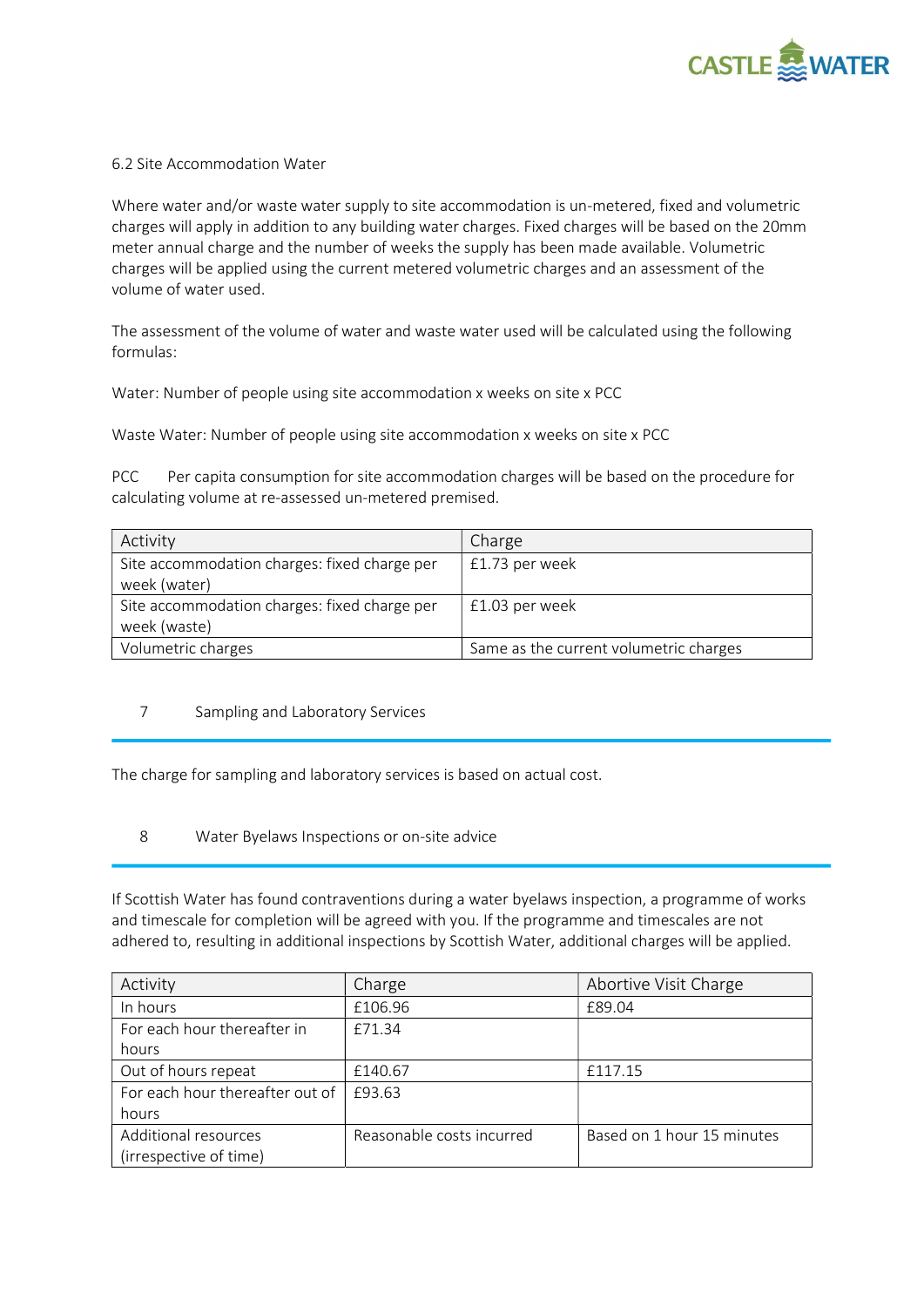### 6.2 Site Accommodation Water

Where water and/or waste water supply to site accommodation is un-metered, fixed and volumetric charges will apply in addition to any building water charges. Fixed charges will be based on the 20mm meter annual charge and the number of weeks the supply has been made available. Volumetric charges will be applied using the current metered volumetric charges and an assessment of the volume of water used.

The assessment of the volume of water and waste water used will be calculated using the following formulas:

Water: Number of people using site accommodation x weeks on site x PCC

Waste Water: Number of people using site accommodation x weeks on site x PCC

PCC Per capita consumption for site accommodation charges will be based on the procedure for calculating volume at re-assessed un-metered premised.

| Activity | Charge |
|---|---|
| Site accommodation charges: fixed charge per week (water) | £1.73 per week |
| Site accommodation charges: fixed charge per week (waste) | £1.03 per week |
| Volumetric charges | Same as the current volumetric charges |

## 7 Sampling and Laboratory Services

The charge for sampling and laboratory services is based on actual cost.

## 8 Water Byelaws Inspections or on-site advice

If Scottish Water has found contraventions during a water byelaws inspection, a programme of works and timescale for completion will be agreed with you. If the programme and timescales are not adhered to, resulting in additional inspections by Scottish Water, additional charges will be applied.

| Activity | Charge | Abortive Visit Charge |
|---|---|---|
| In hours | £106.96 | £89.04 |
| For each hour thereafter in hours | £71.34 | |
| Out of hours repeat | £140.67 | £117.15 |
| For each hour thereafter out of hours | £93.63 | |
| Additional resources (irrespective of time) | Reasonable costs incurred | Based on 1 hour 15 minutes |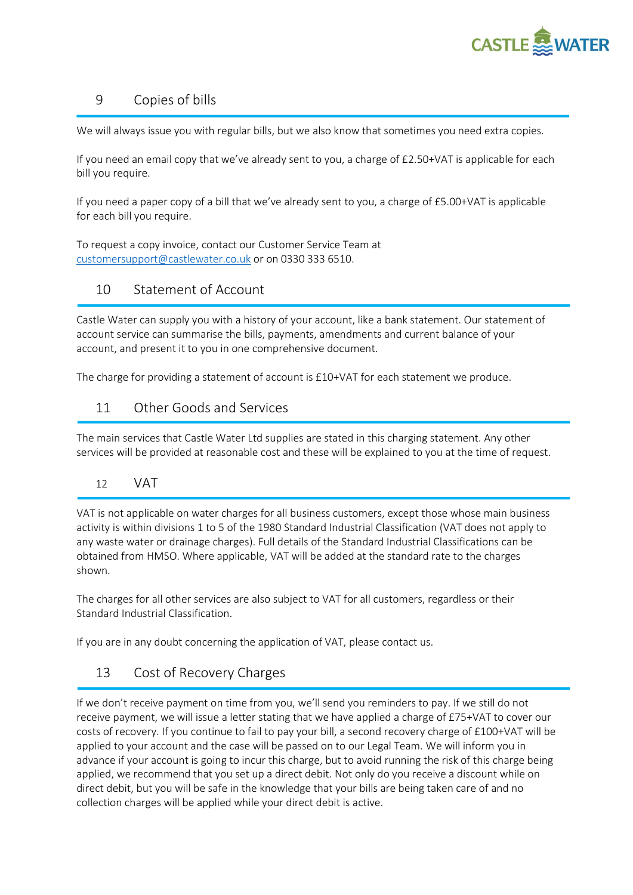## 9 Copies of bills

We will always issue you with regular bills, but we also know that sometimes you need extra copies.

If you need an email copy that we've already sent to you, a charge of £2.50+VAT is applicable for each bill you require.

If you need a paper copy of a bill that we've already sent to you, a charge of £5.00+VAT is applicable for each bill you require.

To request a copy invoice, contact our Customer Service Team at customersupport@castlewater.co.uk or on 0330 333 6510.

## 10 Statement of Account

Castle Water can supply you with a history of your account, like a bank statement. Our statement of account service can summarise the bills, payments, amendments and current balance of your account, and present it to you in one comprehensive document.

The charge for providing a statement of account is £10+VAT for each statement we produce.

## 11 Other Goods and Services

The main services that Castle Water Ltd supplies are stated in this charging statement. Any other services will be provided at reasonable cost and these will be explained to you at the time of request.

## 12 VAT

VAT is not applicable on water charges for all business customers, except those whose main business activity is within divisions 1 to 5 of the 1980 Standard Industrial Classification (VAT does not apply to any waste water or drainage charges). Full details of the Standard Industrial Classifications can be obtained from HMSO. Where applicable, VAT will be added at the standard rate to the charges shown.

The charges for all other services are also subject to VAT for all customers, regardless or their Standard Industrial Classification.

If you are in any doubt concerning the application of VAT, please contact us.

## 13 Cost of Recovery Charges

If we don't receive payment on time from you, we'll send you reminders to pay. If we still do not receive payment, we will issue a letter stating that we have applied a charge of £75+VAT to cover our costs of recovery. If you continue to fail to pay your bill, a second recovery charge of £100+VAT will be applied to your account and the case will be passed on to our Legal Team. We will inform you in advance if your account is going to incur this charge, but to avoid running the risk of this charge being applied, we recommend that you set up a direct debit. Not only do you receive a discount while on direct debit, but you will be safe in the knowledge that your bills are being taken care of and no collection charges will be applied while your direct debit is active.